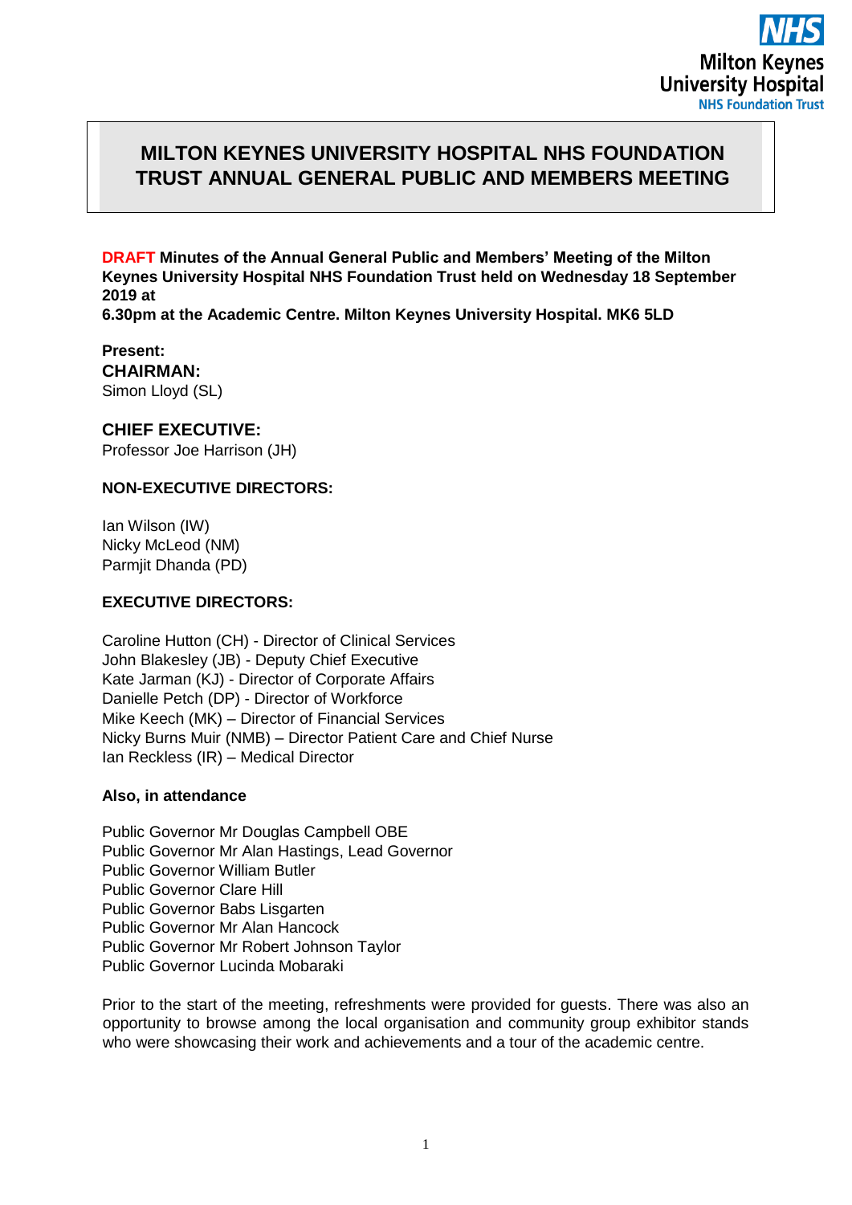# MILTON KEYNES UNIVERSITY HOSPITAL NHS FOUNDATION TRUST ANNUAL GENERAL PUBLIC AND MEMBERS MEETING

**DRAFT Minutes of the Annual General Public and Members' Meeting of the Milton Keynes University Hospital NHS Foundation Trust held on Wednesday 18 September 2019 at**
**6.30pm at the Academic Centre. Milton Keynes University Hospital. MK6 5LD**

**Present:**

**CHAIRMAN:**
Simon Lloyd (SL)

**CHIEF EXECUTIVE:**
Professor Joe Harrison (JH)

**NON-EXECUTIVE DIRECTORS:**

Ian Wilson (IW)
Nicky McLeod (NM)
Parmjit Dhanda (PD)

**EXECUTIVE DIRECTORS:**

Caroline Hutton (CH) - Director of Clinical Services
John Blakesley (JB) - Deputy Chief Executive
Kate Jarman (KJ) - Director of Corporate Affairs
Danielle Petch (DP) - Director of Workforce
Mike Keech (MK) – Director of Financial Services
Nicky Burns Muir (NMB) – Director Patient Care and Chief Nurse
Ian Reckless (IR) – Medical Director

**Also, in attendance**

Public Governor Mr Douglas Campbell OBE
Public Governor Mr Alan Hastings, Lead Governor
Public Governor William Butler
Public Governor Clare Hill
Public Governor Babs Lisgarten
Public Governor Mr Alan Hancock
Public Governor Mr Robert Johnson Taylor
Public Governor Lucinda Mobaraki

Prior to the start of the meeting, refreshments were provided for guests. There was also an opportunity to browse among the local organisation and community group exhibitor stands who were showcasing their work and achievements and a tour of the academic centre.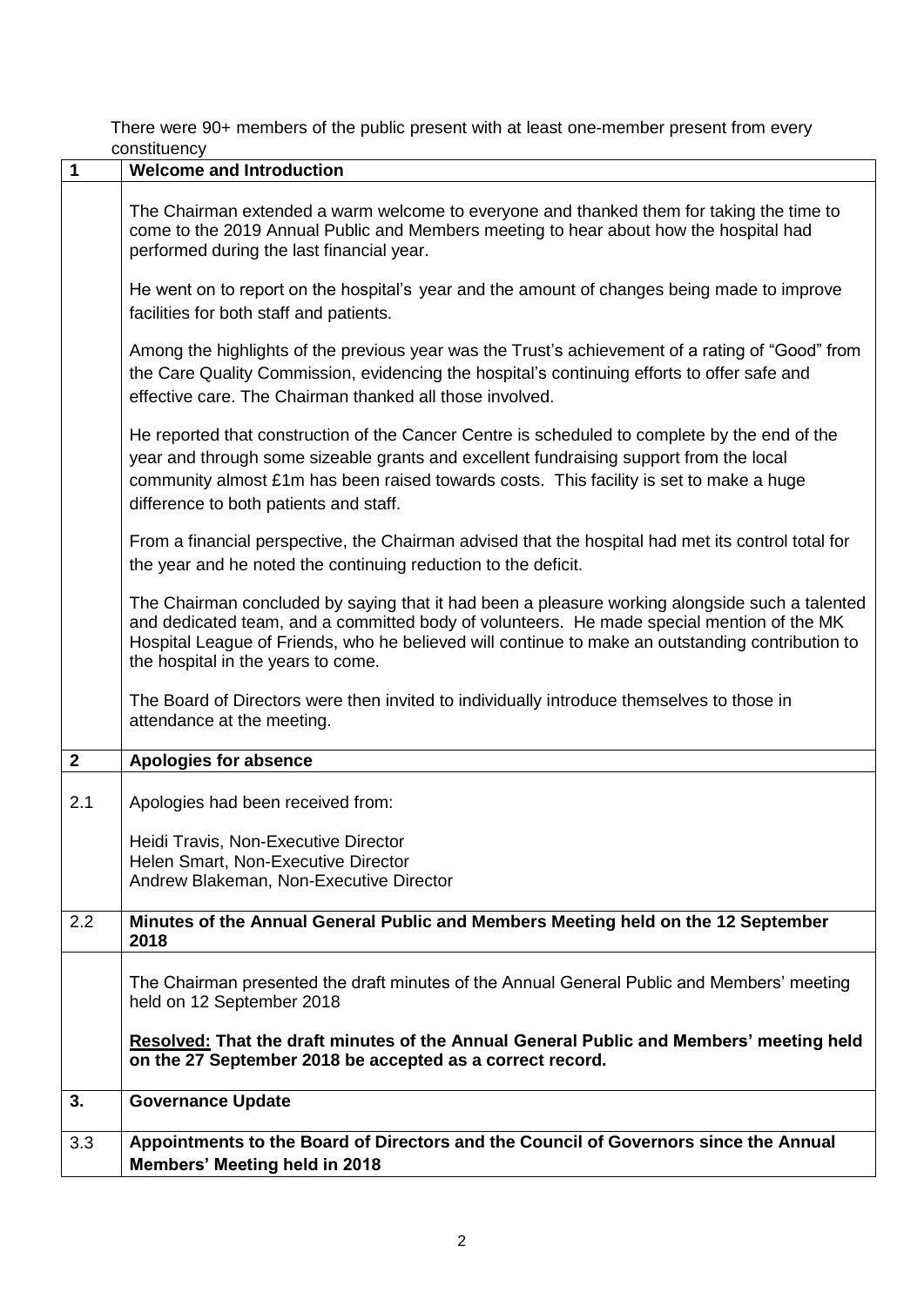There were 90+ members of the public present with at least one-member present from every constituency

| 1 | **Welcome and Introduction** |
|---|---|
| | The Chairman extended a warm welcome to everyone and thanked them for taking the time to come to the 2019 Annual Public and Members meeting to hear about how the hospital had performed during the last financial year.<br><br>He went on to report on the hospital's year and the amount of changes being made to improve facilities for both staff and patients.<br><br>Among the highlights of the previous year was the Trust's achievement of a rating of "Good" from the Care Quality Commission, evidencing the hospital's continuing efforts to offer safe and effective care. The Chairman thanked all those involved.<br><br>He reported that construction of the Cancer Centre is scheduled to complete by the end of the year and through some sizeable grants and excellent fundraising support from the local community almost £1m has been raised towards costs. This facility is set to make a huge difference to both patients and staff.<br><br>From a financial perspective, the Chairman advised that the hospital had met its control total for the year and he noted the continuing reduction to the deficit.<br><br>The Chairman concluded by saying that it had been a pleasure working alongside such a talented and dedicated team, and a committed body of volunteers. He made special mention of the MK Hospital League of Friends, who he believed will continue to make an outstanding contribution to the hospital in the years to come.<br><br>The Board of Directors were then invited to individually introduce themselves to those in attendance at the meeting. |
| **2** | **Apologies for absence** |
| 2.1 | Apologies had been received from:<br><br>Heidi Travis, Non-Executive Director<br>Helen Smart, Non-Executive Director<br>Andrew Blakeman, Non-Executive Director |
| 2.2 | **Minutes of the Annual General Public and Members Meeting held on the 12 September 2018** |
| | The Chairman presented the draft minutes of the Annual General Public and Members' meeting held on 12 September 2018<br><br>**Resolved: That the draft minutes of the Annual General Public and Members' meeting held on the 27 September 2018 be accepted as a correct record.** |
| **3.** | **Governance Update** |
| 3.3 | **Appointments to the Board of Directors and the Council of Governors since the Annual Members' Meeting held in 2018** |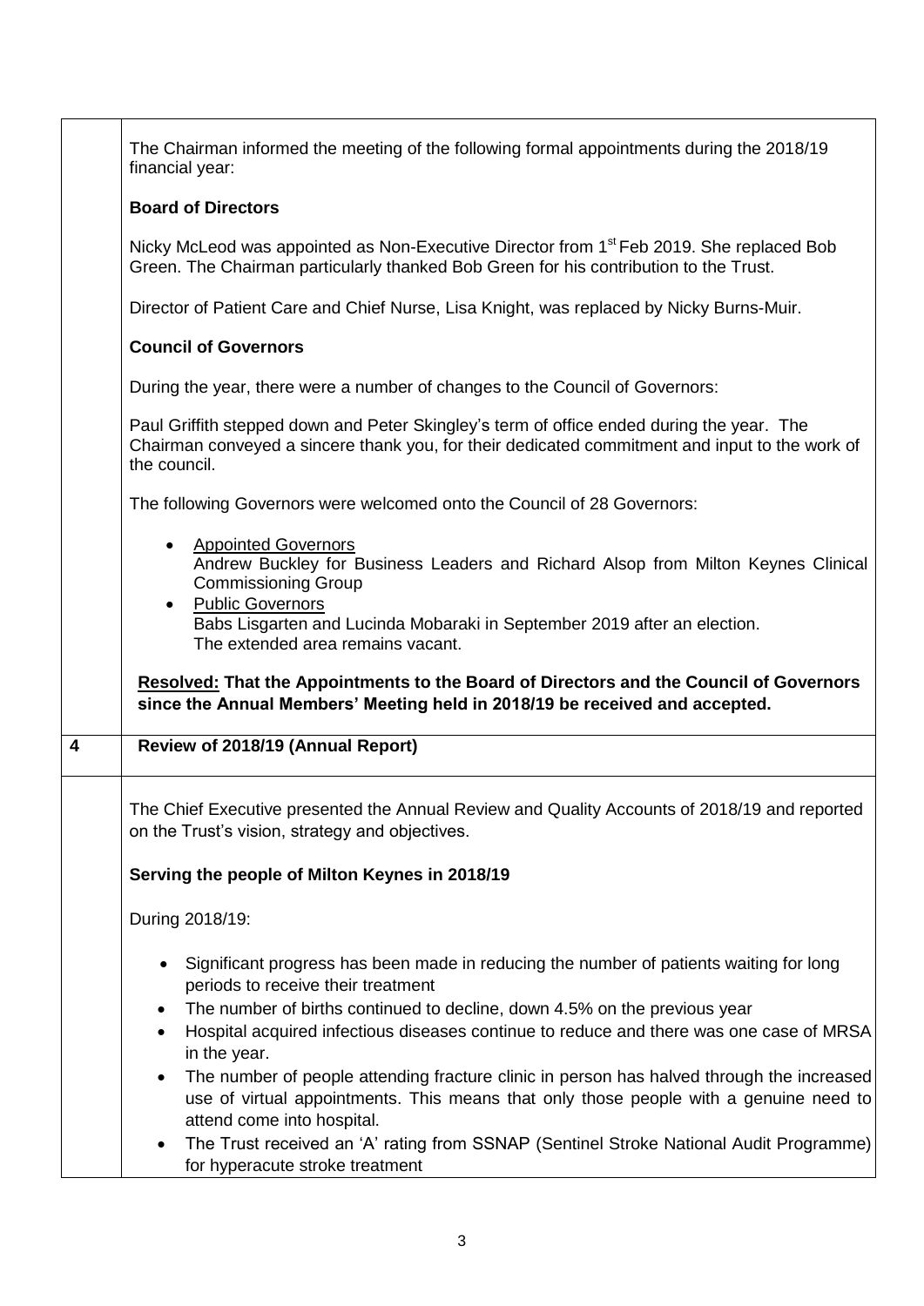The Chairman informed the meeting of the following formal appointments during the 2018/19 financial year:

**Board of Directors**

Nicky McLeod was appointed as Non-Executive Director from 1st Feb 2019. She replaced Bob Green. The Chairman particularly thanked Bob Green for his contribution to the Trust.

Director of Patient Care and Chief Nurse, Lisa Knight, was replaced by Nicky Burns-Muir.

**Council of Governors**

During the year, there were a number of changes to the Council of Governors:

Paul Griffith stepped down and Peter Skingley's term of office ended during the year. The Chairman conveyed a sincere thank you, for their dedicated commitment and input to the work of the council.

The following Governors were welcomed onto the Council of 28 Governors:

- Appointed Governors
  Andrew Buckley for Business Leaders and Richard Alsop from Milton Keynes Clinical Commissioning Group
- Public Governors
  Babs Lisgarten and Lucinda Mobaraki in September 2019 after an election.
  The extended area remains vacant.

**Resolved: That the Appointments to the Board of Directors and the Council of Governors since the Annual Members' Meeting held in 2018/19 be received and accepted.**

## 4 Review of 2018/19 (Annual Report)

The Chief Executive presented the Annual Review and Quality Accounts of 2018/19 and reported on the Trust's vision, strategy and objectives.

**Serving the people of Milton Keynes in 2018/19**

During 2018/19:

- Significant progress has been made in reducing the number of patients waiting for long periods to receive their treatment
- The number of births continued to decline, down 4.5% on the previous year
- Hospital acquired infectious diseases continue to reduce and there was one case of MRSA in the year.
- The number of people attending fracture clinic in person has halved through the increased use of virtual appointments. This means that only those people with a genuine need to attend come into hospital.
- The Trust received an 'A' rating from SSNAP (Sentinel Stroke National Audit Programme) for hyperacute stroke treatment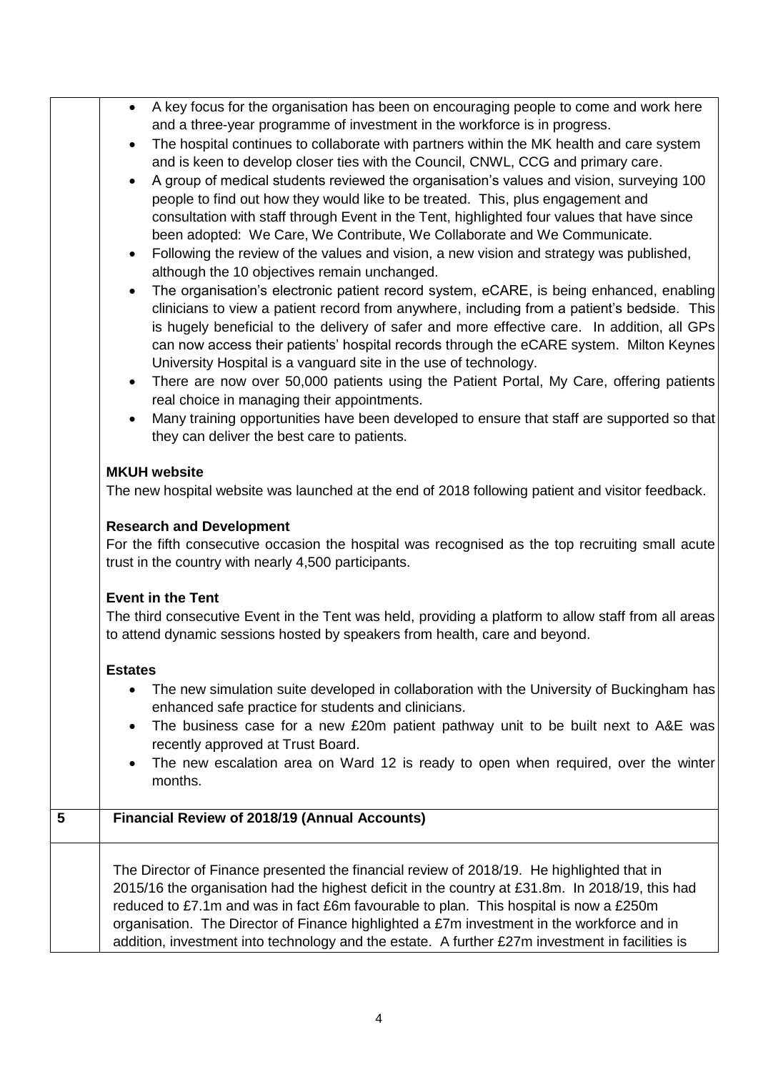|   |   |
|---|---|
|   | - A key focus for the organisation has been on encouraging people to come and work here and a three-year programme of investment in the workforce is in progress.<br>- The hospital continues to collaborate with partners within the MK health and care system and is keen to develop closer ties with the Council, CNWL, CCG and primary care.<br>- A group of medical students reviewed the organisation's values and vision, surveying 100 people to find out how they would like to be treated. This, plus engagement and consultation with staff through Event in the Tent, highlighted four values that have since been adopted: We Care, We Contribute, We Collaborate and We Communicate.<br>- Following the review of the values and vision, a new vision and strategy was published, although the 10 objectives remain unchanged.<br>- The organisation's electronic patient record system, eCARE, is being enhanced, enabling clinicians to view a patient record from anywhere, including from a patient's bedside. This is hugely beneficial to the delivery of safer and more effective care. In addition, all GPs can now access their patients' hospital records through the eCARE system. Milton Keynes University Hospital is a vanguard site in the use of technology.<br>- There are now over 50,000 patients using the Patient Portal, My Care, offering patients real choice in managing their appointments.<br>- Many training opportunities have been developed to ensure that staff are supported so that they can deliver the best care to patients.<br><br>**MKUH website**<br>The new hospital website was launched at the end of 2018 following patient and visitor feedback.<br><br>**Research and Development**<br>For the fifth consecutive occasion the hospital was recognised as the top recruiting small acute trust in the country with nearly 4,500 participants.<br><br>**Event in the Tent**<br>The third consecutive Event in the Tent was held, providing a platform to allow staff from all areas to attend dynamic sessions hosted by speakers from health, care and beyond.<br><br>**Estates**<br>- The new simulation suite developed in collaboration with the University of Buckingham has enhanced safe practice for students and clinicians.<br>- The business case for a new £20m patient pathway unit to be built next to A&E was recently approved at Trust Board.<br>- The new escalation area on Ward 12 is ready to open when required, over the winter months. |
| **5** | **Financial Review of 2018/19 (Annual Accounts)** |
|   | The Director of Finance presented the financial review of 2018/19. He highlighted that in 2015/16 the organisation had the highest deficit in the country at £31.8m. In 2018/19, this had reduced to £7.1m and was in fact £6m favourable to plan. This hospital is now a £250m organisation. The Director of Finance highlighted a £7m investment in the workforce and in addition, investment into technology and the estate. A further £27m investment in facilities is |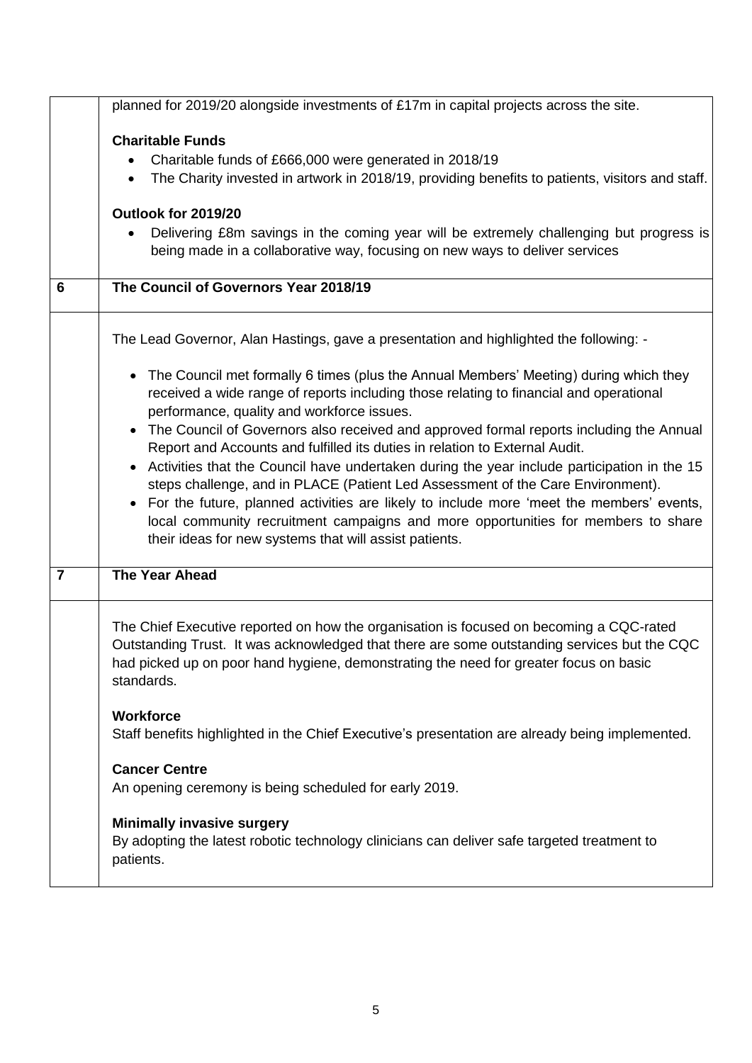| | |
|---|---|
| | planned for 2019/20 alongside investments of £17m in capital projects across the site.<br><br>**Charitable Funds**<br>• Charitable funds of £666,000 were generated in 2018/19<br>• The Charity invested in artwork in 2018/19, providing benefits to patients, visitors and staff.<br><br>**Outlook for 2019/20**<br>• Delivering £8m savings in the coming year will be extremely challenging but progress is being made in a collaborative way, focusing on new ways to deliver services |
| **6** | **The Council of Governors Year 2018/19** |
| | The Lead Governor, Alan Hastings, gave a presentation and highlighted the following: -<br><br>• The Council met formally 6 times (plus the Annual Members' Meeting) during which they received a wide range of reports including those relating to financial and operational performance, quality and workforce issues.<br>• The Council of Governors also received and approved formal reports including the Annual Report and Accounts and fulfilled its duties in relation to External Audit.<br>• Activities that the Council have undertaken during the year include participation in the 15 steps challenge, and in PLACE (Patient Led Assessment of the Care Environment).<br>• For the future, planned activities are likely to include more 'meet the members' events, local community recruitment campaigns and more opportunities for members to share their ideas for new systems that will assist patients. |
| **7** | **The Year Ahead** |
| | The Chief Executive reported on how the organisation is focused on becoming a CQC-rated Outstanding Trust. It was acknowledged that there are some outstanding services but the CQC had picked up on poor hand hygiene, demonstrating the need for greater focus on basic standards.<br><br>**Workforce**<br>Staff benefits highlighted in the Chief Executive's presentation are already being implemented.<br><br>**Cancer Centre**<br>An opening ceremony is being scheduled for early 2019.<br><br>**Minimally invasive surgery**<br>By adopting the latest robotic technology clinicians can deliver safe targeted treatment to patients. |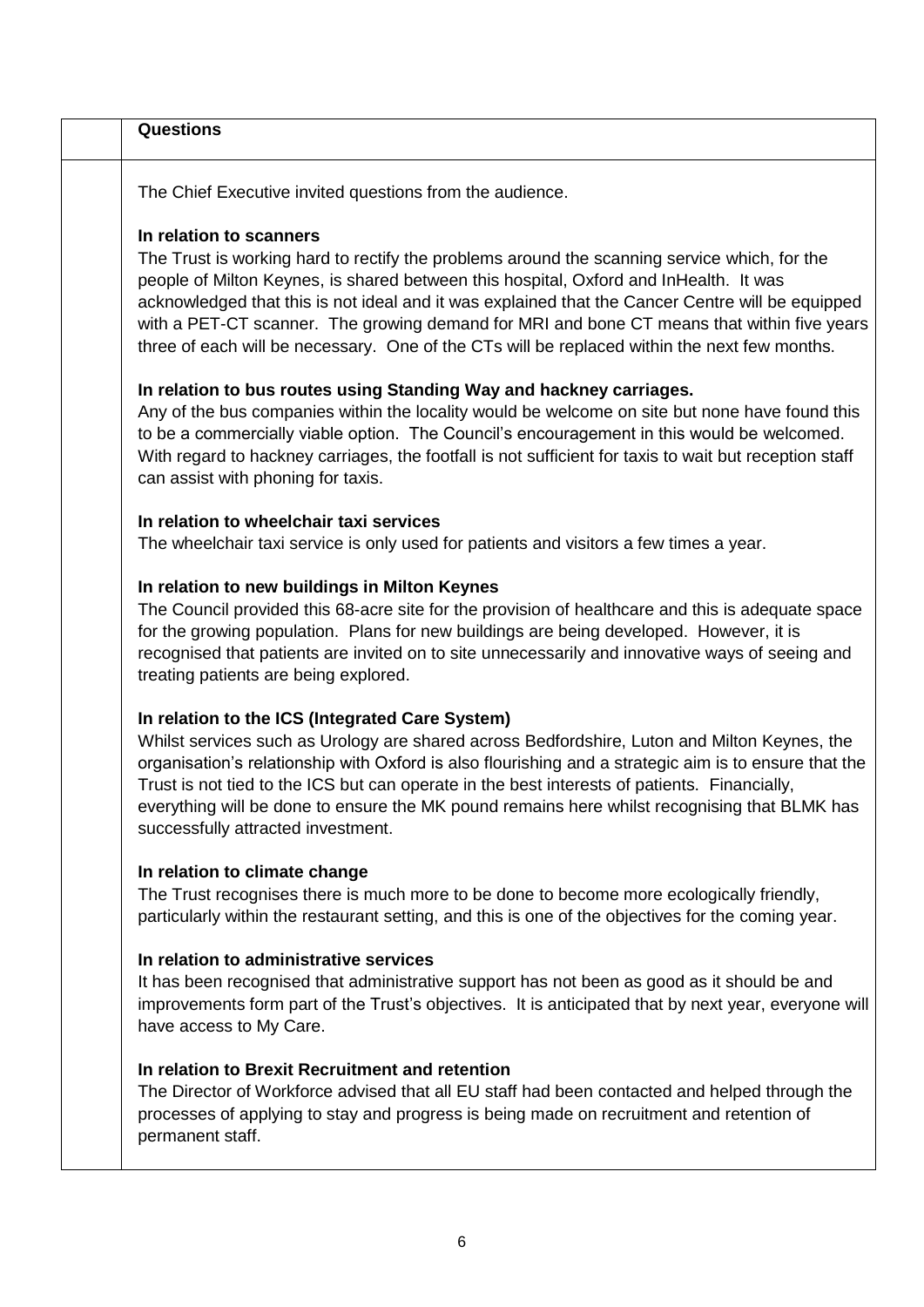| | **Questions** |
|---|---|

The Chief Executive invited questions from the audience.

**In relation to scanners**

The Trust is working hard to rectify the problems around the scanning service which, for the people of Milton Keynes, is shared between this hospital, Oxford and InHealth. It was acknowledged that this is not ideal and it was explained that the Cancer Centre will be equipped with a PET-CT scanner. The growing demand for MRI and bone CT means that within five years three of each will be necessary. One of the CTs will be replaced within the next few months.

**In relation to bus routes using Standing Way and hackney carriages.**

Any of the bus companies within the locality would be welcome on site but none have found this to be a commercially viable option. The Council's encouragement in this would be welcomed. With regard to hackney carriages, the footfall is not sufficient for taxis to wait but reception staff can assist with phoning for taxis.

**In relation to wheelchair taxi services**

The wheelchair taxi service is only used for patients and visitors a few times a year.

**In relation to new buildings in Milton Keynes**

The Council provided this 68-acre site for the provision of healthcare and this is adequate space for the growing population. Plans for new buildings are being developed. However, it is recognised that patients are invited on to site unnecessarily and innovative ways of seeing and treating patients are being explored.

**In relation to the ICS (Integrated Care System)**

Whilst services such as Urology are shared across Bedfordshire, Luton and Milton Keynes, the organisation's relationship with Oxford is also flourishing and a strategic aim is to ensure that the Trust is not tied to the ICS but can operate in the best interests of patients. Financially, everything will be done to ensure the MK pound remains here whilst recognising that BLMK has successfully attracted investment.

**In relation to climate change**

The Trust recognises there is much more to be done to become more ecologically friendly, particularly within the restaurant setting, and this is one of the objectives for the coming year.

**In relation to administrative services**

It has been recognised that administrative support has not been as good as it should be and improvements form part of the Trust's objectives. It is anticipated that by next year, everyone will have access to My Care.

**In relation to Brexit Recruitment and retention**

The Director of Workforce advised that all EU staff had been contacted and helped through the processes of applying to stay and progress is being made on recruitment and retention of permanent staff.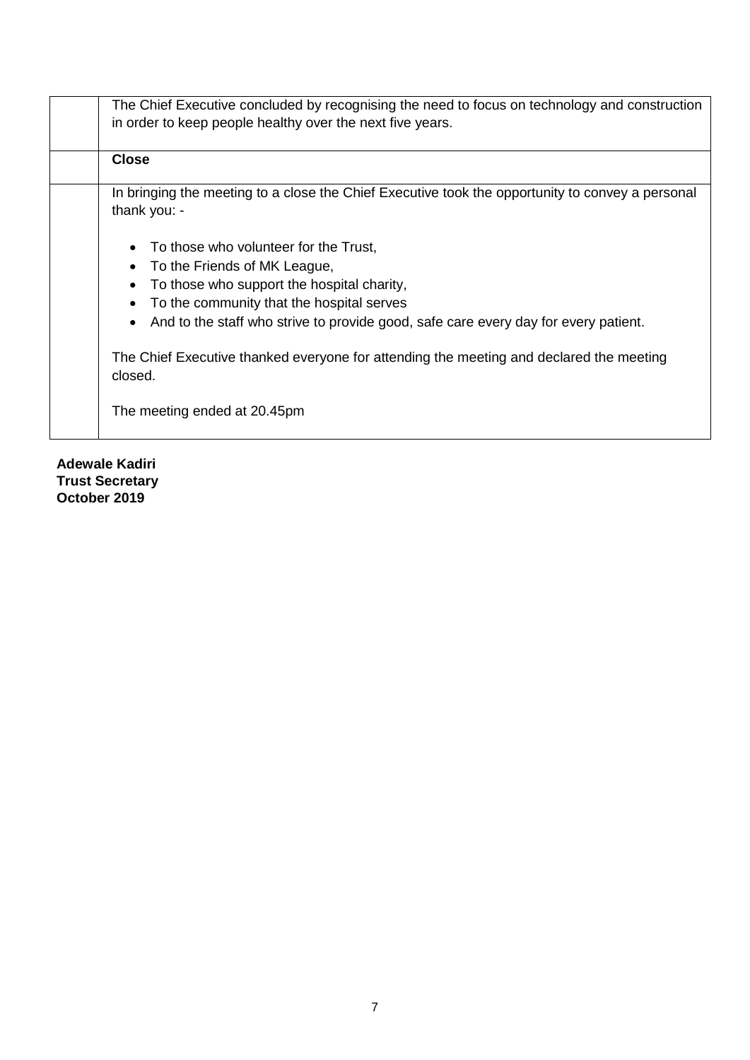| | |
|---|---|
| | The Chief Executive concluded by recognising the need to focus on technology and construction in order to keep people healthy over the next five years. |
| | **Close** |
| | In bringing the meeting to a close the Chief Executive took the opportunity to convey a personal thank you: -<br><br>• To those who volunteer for the Trust,<br>• To the Friends of MK League,<br>• To those who support the hospital charity,<br>• To the community that the hospital serves<br>• And to the staff who strive to provide good, safe care every day for every patient.<br><br>The Chief Executive thanked everyone for attending the meeting and declared the meeting closed.<br><br>The meeting ended at 20.45pm |

**Adewale Kadiri**
**Trust Secretary**
**October 2019**